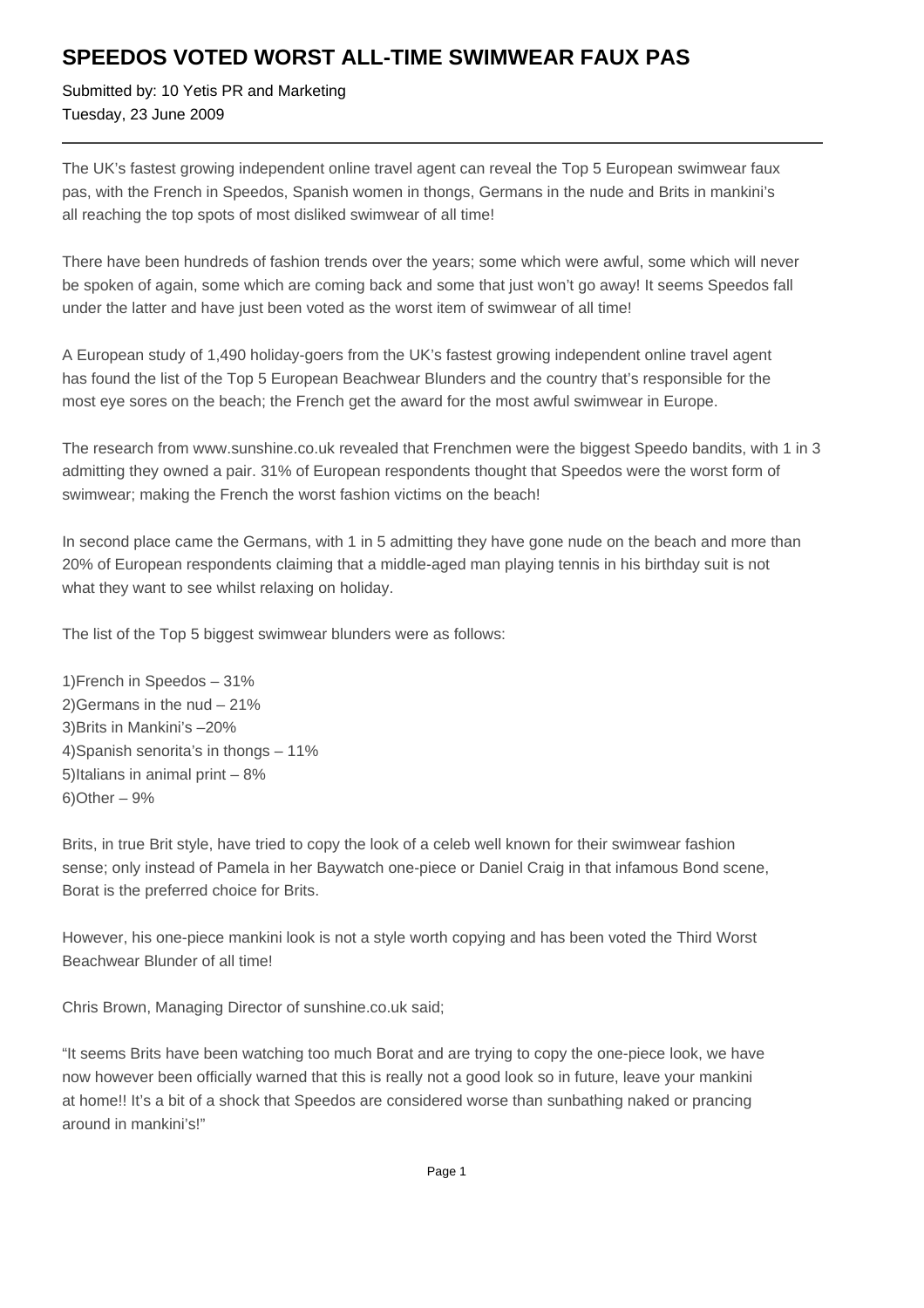# SPEEDOS VOTED WORST ALL-TIME SWIMWEAR FAUX PAS

Submitted by: 10 Yetis PR and Marketing
Tuesday, 23 June 2009

---

The UK's fastest growing independent online travel agent can reveal the Top 5 European swimwear faux pas, with the French in Speedos, Spanish women in thongs, Germans in the nude and Brits in mankini's all reaching the top spots of most disliked swimwear of all time!

There have been hundreds of fashion trends over the years; some which were awful, some which will never be spoken of again, some which are coming back and some that just won't go away! It seems Speedos fall under the latter and have just been voted as the worst item of swimwear of all time!

A European study of 1,490 holiday-goers from the UK's fastest growing independent online travel agent has found the list of the Top 5 European Beachwear Blunders and the country that's responsible for the most eye sores on the beach; the French get the award for the most awful swimwear in Europe.

The research from www.sunshine.co.uk revealed that Frenchmen were the biggest Speedo bandits, with 1 in 3 admitting they owned a pair. 31% of European respondents thought that Speedos were the worst form of swimwear; making the French the worst fashion victims on the beach!

In second place came the Germans, with 1 in 5 admitting they have gone nude on the beach and more than 20% of European respondents claiming that a middle-aged man playing tennis in his birthday suit is not what they want to see whilst relaxing on holiday.

The list of the Top 5 biggest swimwear blunders were as follows:

1)French in Speedos – 31%
2)Germans in the nud – 21%
3)Brits in Mankini's –20%
4)Spanish senorita's in thongs – 11%
5)Italians in animal print – 8%
6)Other – 9%

Brits, in true Brit style, have tried to copy the look of a celeb well known for their swimwear fashion sense; only instead of Pamela in her Baywatch one-piece or Daniel Craig in that infamous Bond scene, Borat is the preferred choice for Brits.

However, his one-piece mankini look is not a style worth copying and has been voted the Third Worst Beachwear Blunder of all time!

Chris Brown, Managing Director of sunshine.co.uk said;

"It seems Brits have been watching too much Borat and are trying to copy the one-piece look, we have now however been officially warned that this is really not a good look so in future, leave your mankini at home!! It's a bit of a shock that Speedos are considered worse than sunbathing naked or prancing around in mankini's!"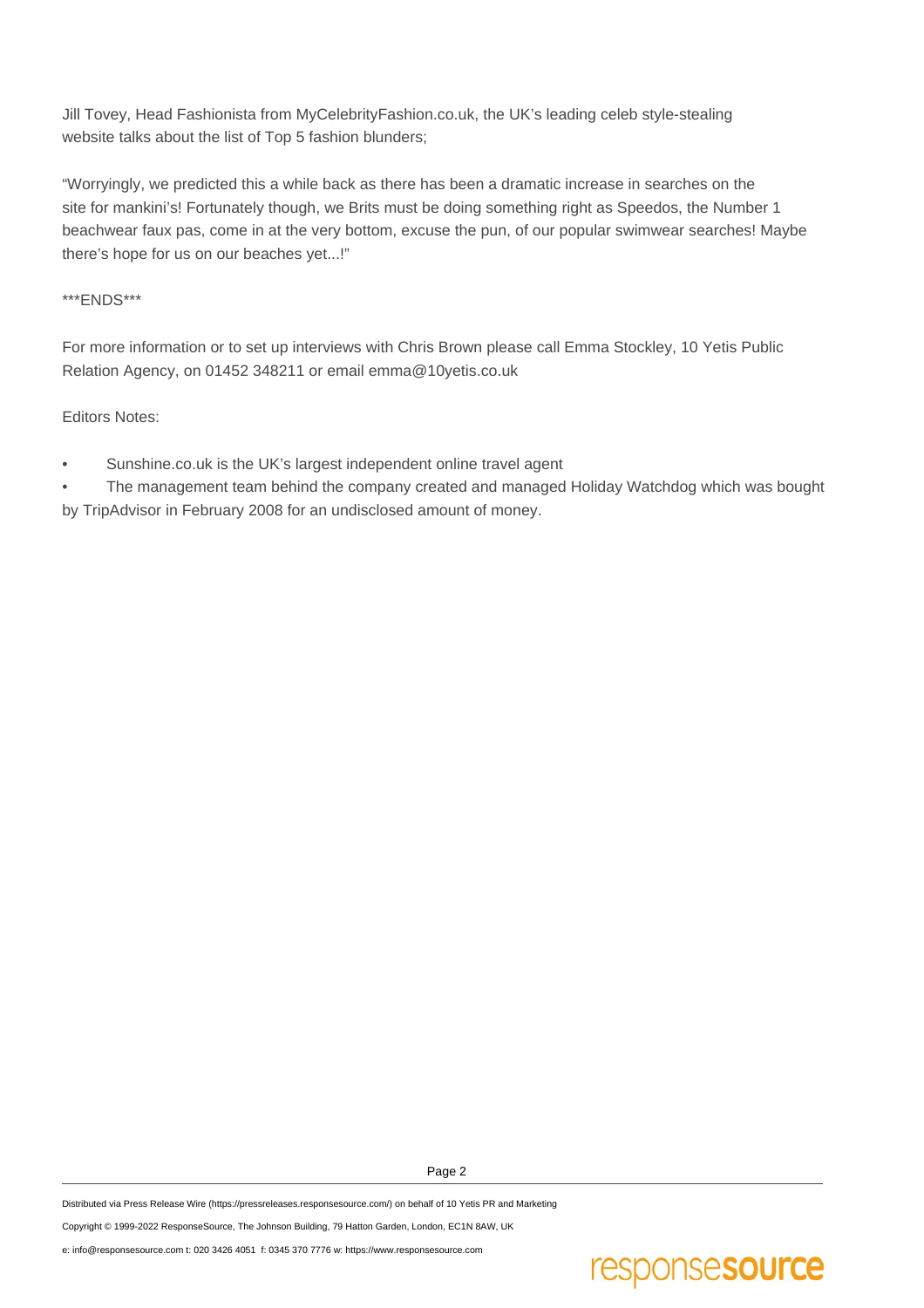Jill Tovey, Head Fashionista from MyCelebrityFashion.co.uk, the UK's leading celeb style-stealing website talks about the list of Top 5 fashion blunders;

"Worryingly, we predicted this a while back as there has been a dramatic increase in searches on the site for mankini's! Fortunately though, we Brits must be doing something right as Speedos, the Number 1 beachwear faux pas, come in at the very bottom, excuse the pun, of our popular swimwear searches! Maybe there's hope for us on our beaches yet...!"

***ENDS***

For more information or to set up interviews with Chris Brown please call Emma Stockley, 10 Yetis Public Relation Agency, on 01452 348211 or email emma@10yetis.co.uk

Editors Notes:

- Sunshine.co.uk is the UK's largest independent online travel agent
- The management team behind the company created and managed Holiday Watchdog which was bought by TripAdvisor in February 2008 for an undisclosed amount of money.

Distributed via Press Release Wire (https://pressreleases.responsesource.com/) on behalf of 10 Yetis PR and Marketing

Copyright © 1999-2022 ResponseSource, The Johnson Building, 79 Hatton Garden, London, EC1N 8AW, UK

e: info@responsesource.com t: 020 3426 4051 f: 0345 370 7776 w: https://www.responsesource.com